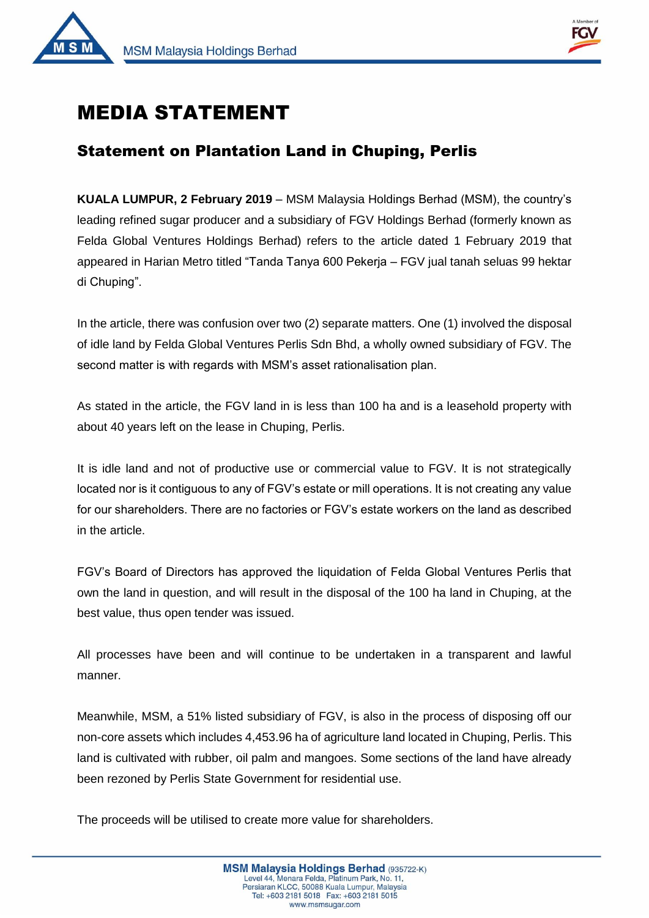# MEDIA STATEMENT

## Statement on Plantation Land in Chuping, Perlis

**KUALA LUMPUR, 2 February 2019** – MSM Malaysia Holdings Berhad (MSM), the country's leading refined sugar producer and a subsidiary of FGV Holdings Berhad (formerly known as Felda Global Ventures Holdings Berhad) refers to the article dated 1 February 2019 that appeared in Harian Metro titled "Tanda Tanya 600 Pekerja – FGV jual tanah seluas 99 hektar di Chuping".

In the article, there was confusion over two (2) separate matters. One (1) involved the disposal of idle land by Felda Global Ventures Perlis Sdn Bhd, a wholly owned subsidiary of FGV. The second matter is with regards with MSM's asset rationalisation plan.

As stated in the article, the FGV land in is less than 100 ha and is a leasehold property with about 40 years left on the lease in Chuping, Perlis.

It is idle land and not of productive use or commercial value to FGV. It is not strategically located nor is it contiguous to any of FGV's estate or mill operations. It is not creating any value for our shareholders. There are no factories or FGV's estate workers on the land as described in the article.

FGV's Board of Directors has approved the liquidation of Felda Global Ventures Perlis that own the land in question, and will result in the disposal of the 100 ha land in Chuping, at the best value, thus open tender was issued.

All processes have been and will continue to be undertaken in a transparent and lawful manner.

Meanwhile, MSM, a 51% listed subsidiary of FGV, is also in the process of disposing off our non-core assets which includes 4,453.96 ha of agriculture land located in Chuping, Perlis. This land is cultivated with rubber, oil palm and mangoes. Some sections of the land have already been rezoned by Perlis State Government for residential use.

The proceeds will be utilised to create more value for shareholders.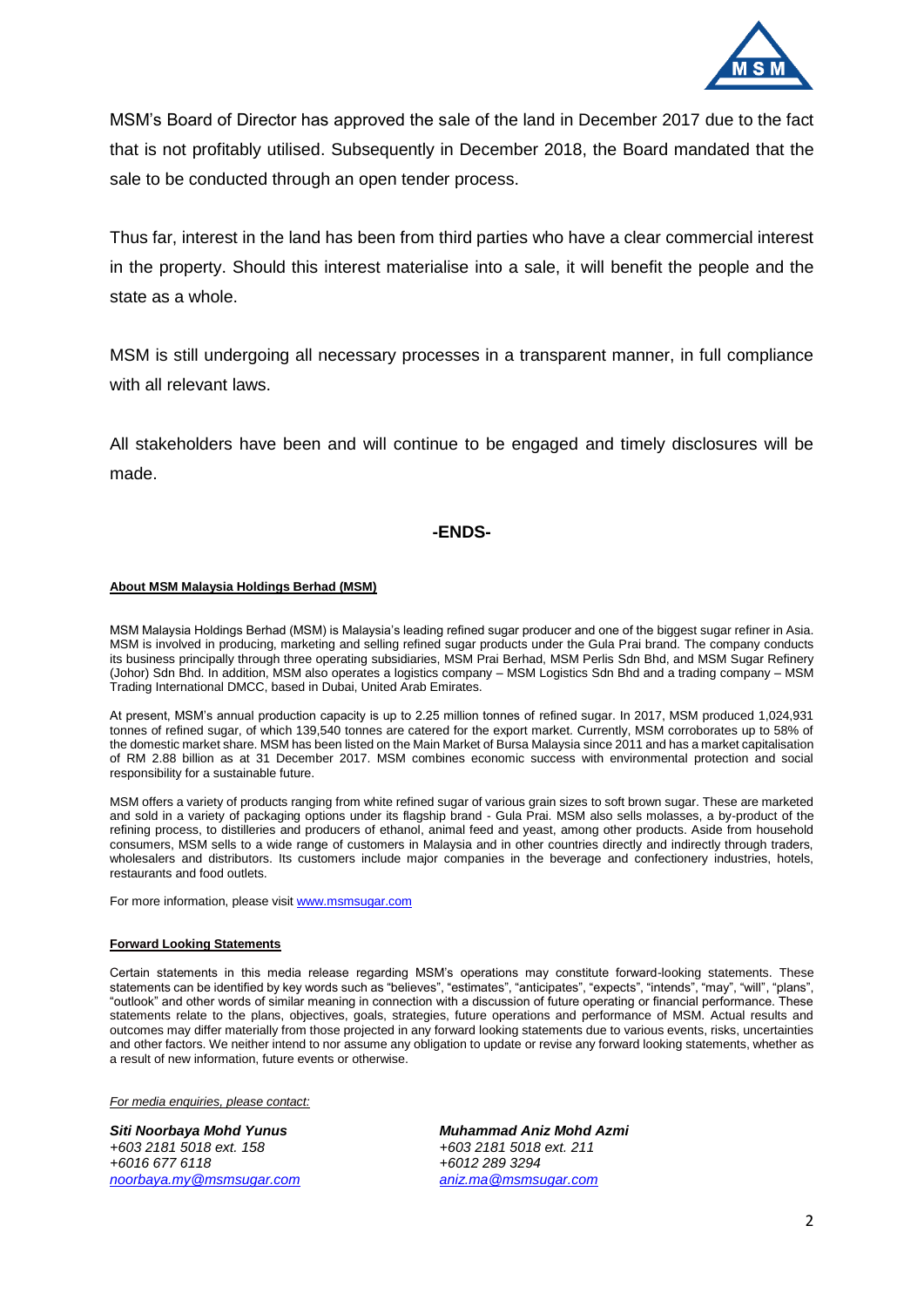MSM's Board of Director has approved the sale of the land in December 2017 due to the fact that is not profitably utilised. Subsequently in December 2018, the Board mandated that the sale to be conducted through an open tender process.

Thus far, interest in the land has been from third parties who have a clear commercial interest in the property. Should this interest materialise into a sale, it will benefit the people and the state as a whole.

MSM is still undergoing all necessary processes in a transparent manner, in full compliance with all relevant laws.

All stakeholders have been and will continue to be engaged and timely disclosures will be made.

**-ENDS-**

**About MSM Malaysia Holdings Berhad (MSM)**

MSM Malaysia Holdings Berhad (MSM) is Malaysia's leading refined sugar producer and one of the biggest sugar refiner in Asia. MSM is involved in producing, marketing and selling refined sugar products under the Gula Prai brand. The company conducts its business principally through three operating subsidiaries, MSM Prai Berhad, MSM Perlis Sdn Bhd, and MSM Sugar Refinery (Johor) Sdn Bhd. In addition, MSM also operates a logistics company – MSM Logistics Sdn Bhd and a trading company – MSM Trading International DMCC, based in Dubai, United Arab Emirates.

At present, MSM's annual production capacity is up to 2.25 million tonnes of refined sugar. In 2017, MSM produced 1,024,931 tonnes of refined sugar, of which 139,540 tonnes are catered for the export market. Currently, MSM corroborates up to 58% of the domestic market share. MSM has been listed on the Main Market of Bursa Malaysia since 2011 and has a market capitalisation of RM 2.88 billion as at 31 December 2017. MSM combines economic success with environmental protection and social responsibility for a sustainable future.

MSM offers a variety of products ranging from white refined sugar of various grain sizes to soft brown sugar. These are marketed and sold in a variety of packaging options under its flagship brand - Gula Prai. MSM also sells molasses, a by-product of the refining process, to distilleries and producers of ethanol, animal feed and yeast, among other products. Aside from household consumers, MSM sells to a wide range of customers in Malaysia and in other countries directly and indirectly through traders, wholesalers and distributors. Its customers include major companies in the beverage and confectionery industries, hotels, restaurants and food outlets.

For more information, please visit www.msmsugar.com

**Forward Looking Statements**

Certain statements in this media release regarding MSM's operations may constitute forward-looking statements. These statements can be identified by key words such as "believes", "estimates", "anticipates", "expects", "intends", "may", "will", "plans", "outlook" and other words of similar meaning in connection with a discussion of future operating or financial performance. These statements relate to the plans, objectives, goals, strategies, future operations and performance of MSM. Actual results and outcomes may differ materially from those projected in any forward looking statements due to various events, risks, uncertainties and other factors. We neither intend to nor assume any obligation to update or revise any forward looking statements, whether as a result of new information, future events or otherwise.

*For media enquiries, please contact:*

***Siti Noorbaya Mohd Yunus***
*+603 2181 5018 ext. 158*
*+6016 677 6118*
*noorbaya.my@msmsugar.com*

***Muhammad Aniz Mohd Azmi***
*+603 2181 5018 ext. 211*
*+6012 289 3294*
*aniz.ma@msmsugar.com*